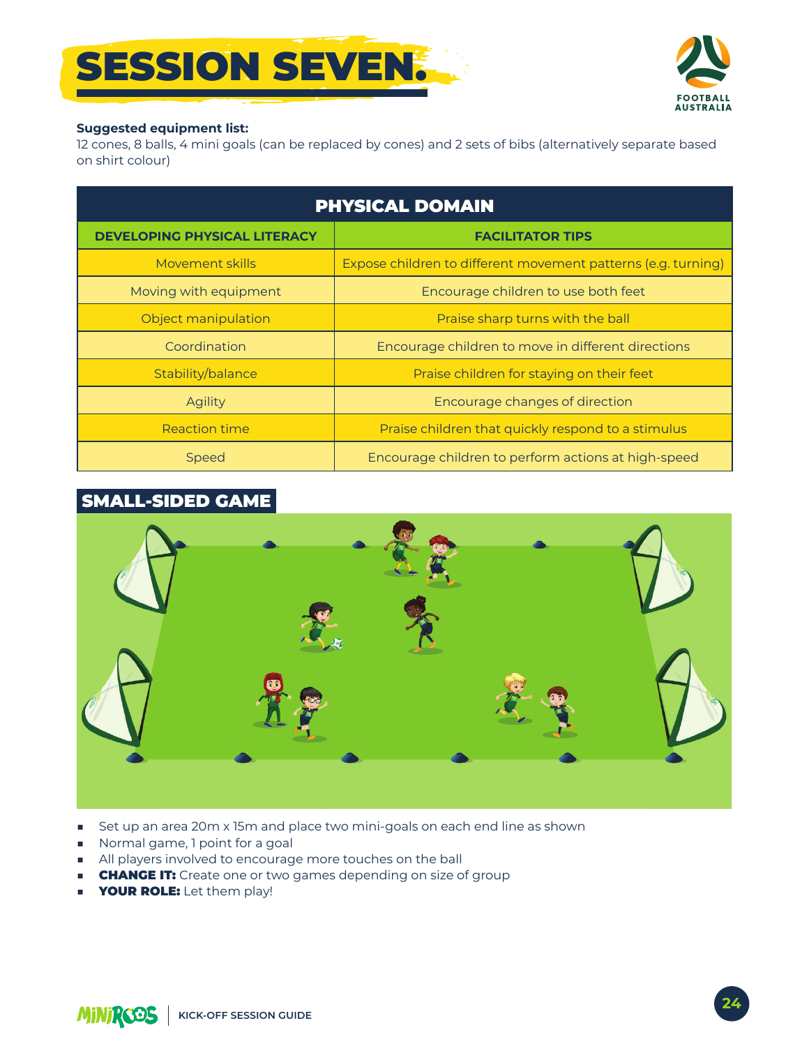# SESSION SEVEN.

**Suggested equipment list:**
12 cones, 8 balls, 4 mini goals (can be replaced by cones) and 2 sets of bibs (alternatively separate based on shirt colour)

| PHYSICAL DOMAIN | |
|---|---|
| **DEVELOPING PHYSICAL LITERACY** | **FACILITATOR TIPS** |
| Movement skills | Expose children to different movement patterns (e.g. turning) |
| Moving with equipment | Encourage children to use both feet |
| Object manipulation | Praise sharp turns with the ball |
| Coordination | Encourage children to move in different directions |
| Stability/balance | Praise children for staying on their feet |
| Agility | Encourage changes of direction |
| Reaction time | Praise children that quickly respond to a stimulus |
| Speed | Encourage children to perform actions at high-speed |

## SMALL-SIDED GAME

- Set up an area 20m x 15m and place two mini-goals on each end line as shown
- Normal game, 1 point for a goal
- All players involved to encourage more touches on the ball
- **CHANGE IT:** Create one or two games depending on size of group
- **YOUR ROLE:** Let them play!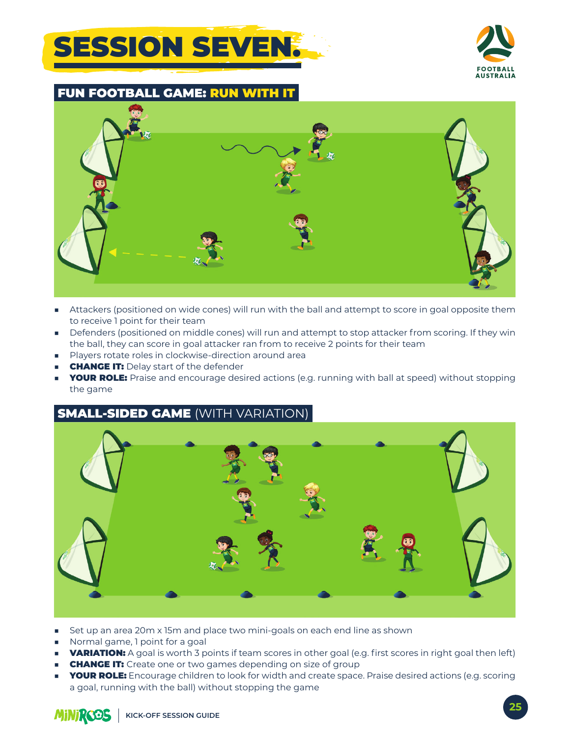# SESSION SEVEN.

## FUN FOOTBALL GAME: RUN WITH IT

- Attackers (positioned on wide cones) will run with the ball and attempt to score in goal opposite them to receive 1 point for their team
- Defenders (positioned on middle cones) will run and attempt to stop attacker from scoring. If they win the ball, they can score in goal attacker ran from to receive 2 points for their team
- Players rotate roles in clockwise-direction around area
- **CHANGE IT:** Delay start of the defender
- **YOUR ROLE:** Praise and encourage desired actions (e.g. running with ball at speed) without stopping the game

## SMALL-SIDED GAME (WITH VARIATION)

- Set up an area 20m x 15m and place two mini-goals on each end line as shown
- Normal game, 1 point for a goal
- **VARIATION:** A goal is worth 3 points if team scores in other goal (e.g. first scores in right goal then left)
- **CHANGE IT:** Create one or two games depending on size of group
- **YOUR ROLE:** Encourage children to look for width and create space. Praise desired actions (e.g. scoring a goal, running with the ball) without stopping the game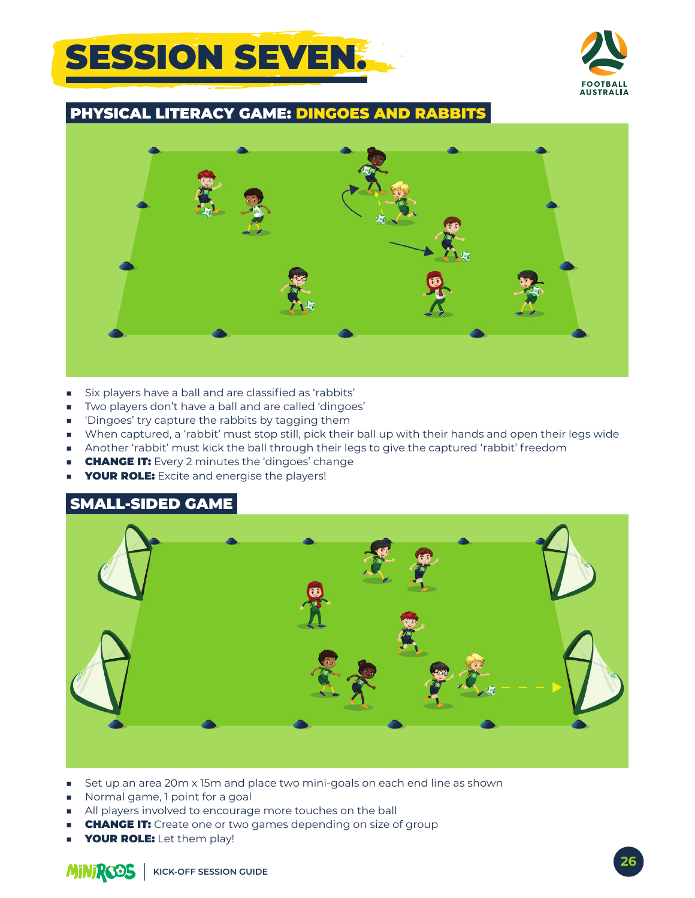# SESSION SEVEN.

## PHYSICAL LITERACY GAME: DINGOES AND RABBITS

- Six players have a ball and are classified as 'rabbits'
- Two players don't have a ball and are called 'dingoes'
- 'Dingoes' try capture the rabbits by tagging them
- When captured, a 'rabbit' must stop still, pick their ball up with their hands and open their legs wide
- Another 'rabbit' must kick the ball through their legs to give the captured 'rabbit' freedom
- **CHANGE IT:** Every 2 minutes the 'dingoes' change
- **YOUR ROLE:** Excite and energise the players!

## SMALL-SIDED GAME

- Set up an area 20m x 15m and place two mini-goals on each end line as shown
- Normal game, 1 point for a goal
- All players involved to encourage more touches on the ball
- **CHANGE IT:** Create one or two games depending on size of group
- **YOUR ROLE:** Let them play!